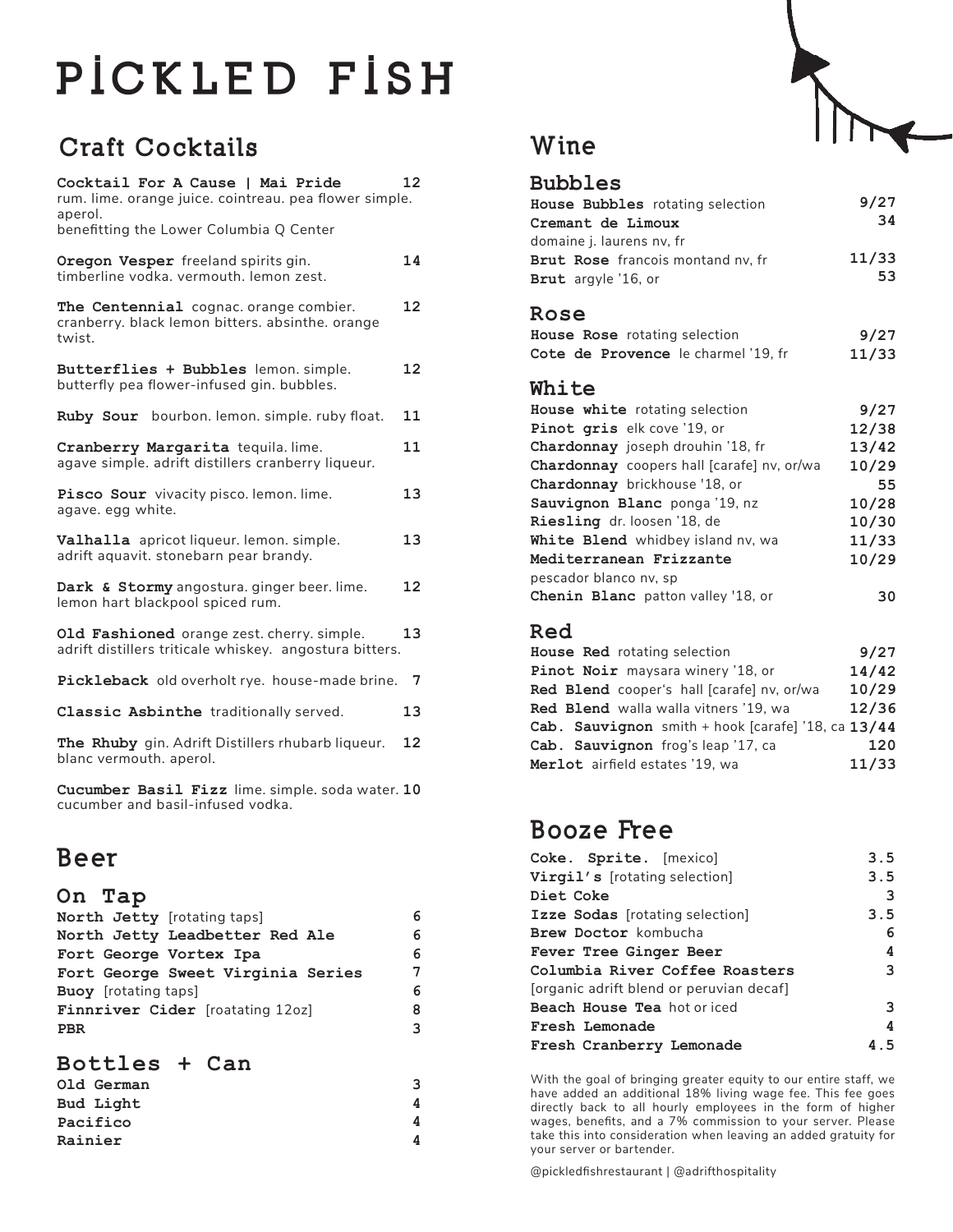# PİCKLED FİSH

## Craft Cocktails

**Cocktail For A Cause | Mai Pride** 12
rum. lime. orange juice. cointreau. pea flower simple. aperol.
benefitting the Lower Columbia Q Center

**Oregon Vesper** freeland spirits gin. timberline vodka. vermouth. lemon zest. 14

**The Centennial** cognac. orange combier. cranberry. black lemon bitters. absinthe. orange twist. 12

**Butterflies + Bubbles** lemon. simple. butterfly pea flower-infused gin. bubbles. 12

**Ruby Sour** bourbon. lemon. simple. ruby float. 11

**Cranberry Margarita** tequila. lime. agave simple. adrift distillers cranberry liqueur. 11

**Pisco Sour** vivacity pisco. lemon. lime. agave. egg white. 13

**Valhalla** apricot liqueur. lemon. simple. adrift aquavit. stonebarn pear brandy. 13

**Dark & Stormy** angostura. ginger beer. lime. lemon hart blackpool spiced rum. 12

**Old Fashioned** orange zest. cherry. simple. adrift distillers triticale whiskey. angostura bitters. 13

**Pickleback** old overholt rye. house-made brine. 7

**Classic Asbinthe** traditionally served. 13

**The Rhuby** gin. Adrift Distillers rhubarb liqueur. blanc vermouth. aperol. 12

**Cucumber Basil Fizz** lime. simple. soda water. cucumber and basil-infused vodka. 10

## Beer

### On Tap

| Item | Price |
|---|---|
| **North Jetty** [rotating taps] | 6 |
| **North Jetty Leadbetter Red Ale** | 6 |
| **Fort George Vortex Ipa** | 6 |
| **Fort George Sweet Virginia Series** | 7 |
| **Buoy** [rotating taps] | 6 |
| **Finnriver Cider** [roatating 12oz] | 8 |
| **PBR** | 3 |

### Bottles + Can

| Item | Price |
|---|---|
| **Old German** | 3 |
| **Bud Light** | 4 |
| **Pacifico** | 4 |
| **Rainier** | 4 |

## Wine

### Bubbles

| Item | Price |
|---|---|
| **House Bubbles** rotating selection | 9/27 |
| **Cremant de Limoux** domaine j. laurens nv, fr | 34 |
| **Brut Rose** francois montand nv, fr | 11/33 |
| **Brut** argyle '16, or | 53 |

### Rose

| Item | Price |
|---|---|
| **House Rose** rotating selection | 9/27 |
| **Cote de Provence** le charmel '19, fr | 11/33 |

### White

| Item | Price |
|---|---|
| **House white** rotating selection | 9/27 |
| **Pinot gris** elk cove '19, or | 12/38 |
| **Chardonnay** joseph drouhin '18, fr | 13/42 |
| **Chardonnay** coopers hall [carafe] nv, or/wa | 10/29 |
| **Chardonnay** brickhouse '18, or | 55 |
| **Sauvignon Blanc** ponga '19, nz | 10/28 |
| **Riesling** dr. loosen '18, de | 10/30 |
| **White Blend** whidbey island nv, wa | 11/33 |
| **Mediterranean Frizzante** pescador blanco nv, sp | 10/29 |
| **Chenin Blanc** patton valley '18, or | 30 |

### Red

| Item | Price |
|---|---|
| **House Red** rotating selection | 9/27 |
| **Pinot Noir** maysara winery '18, or | 14/42 |
| **Red Blend** cooper's hall [carafe] nv, or/wa | 10/29 |
| **Red Blend** walla walla vitners '19, wa | 12/36 |
| **Cab. Sauvignon** smith + hook [carafe] '18, ca | 13/44 |
| **Cab. Sauvignon** frog's leap '17, ca | 120 |
| **Merlot** airfield estates '19, wa | 11/33 |

## Booze Free

| Item | Price |
|---|---|
| **Coke. Sprite.** [mexico] | 3.5 |
| **Virgil's** [rotating selection] | 3.5 |
| **Diet Coke** | 3 |
| **Izze Sodas** [rotating selection] | 3.5 |
| **Brew Doctor** kombucha | 6 |
| **Fever Tree Ginger Beer** | 4 |
| **Columbia River Coffee Roasters** [organic adrift blend or peruvian decaf] | 3 |
| **Beach House Tea** hot or iced | 3 |
| **Fresh Lemonade** | 4 |
| **Fresh Cranberry Lemonade** | 4.5 |

With the goal of bringing greater equity to our entire staff, we have added an additional 18% living wage fee. This fee goes directly back to all hourly employees in the form of higher wages, benefits, and a 7% commission to your server. Please take this into consideration when leaving an added gratuity for your server or bartender.

@pickledfishrestaurant | @adrifthospitality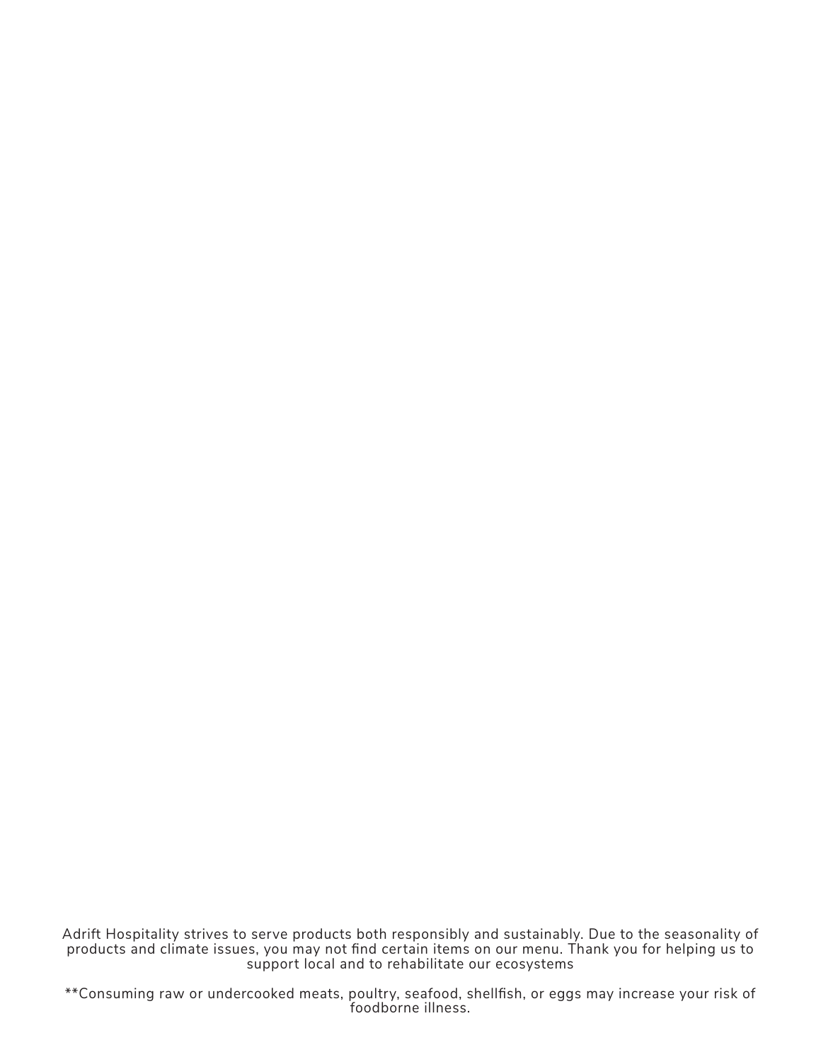Adrift Hospitality strives to serve products both responsibly and sustainably. Due to the seasonality of products and climate issues, you may not find certain items on our menu. Thank you for helping us to support local and to rehabilitate our ecosystems

**Consuming raw or undercooked meats, poultry, seafood, shellfish, or eggs may increase your risk of foodborne illness.